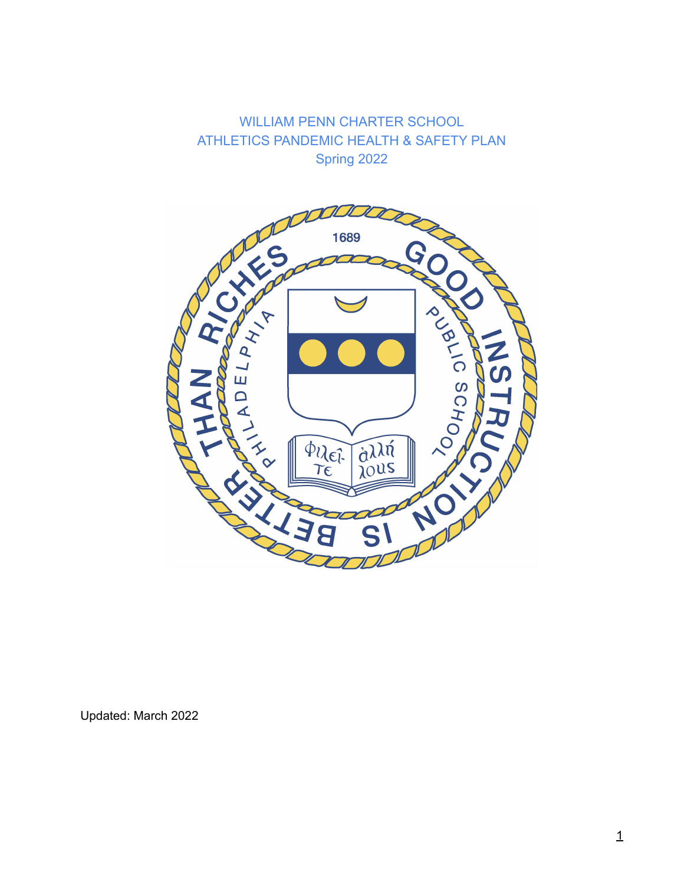# WILLIAM PENN CHARTER SCHOOL
## ATHLETICS PANDEMIC HEALTH & SAFETY PLAN
### Spring 2022

Updated: March 2022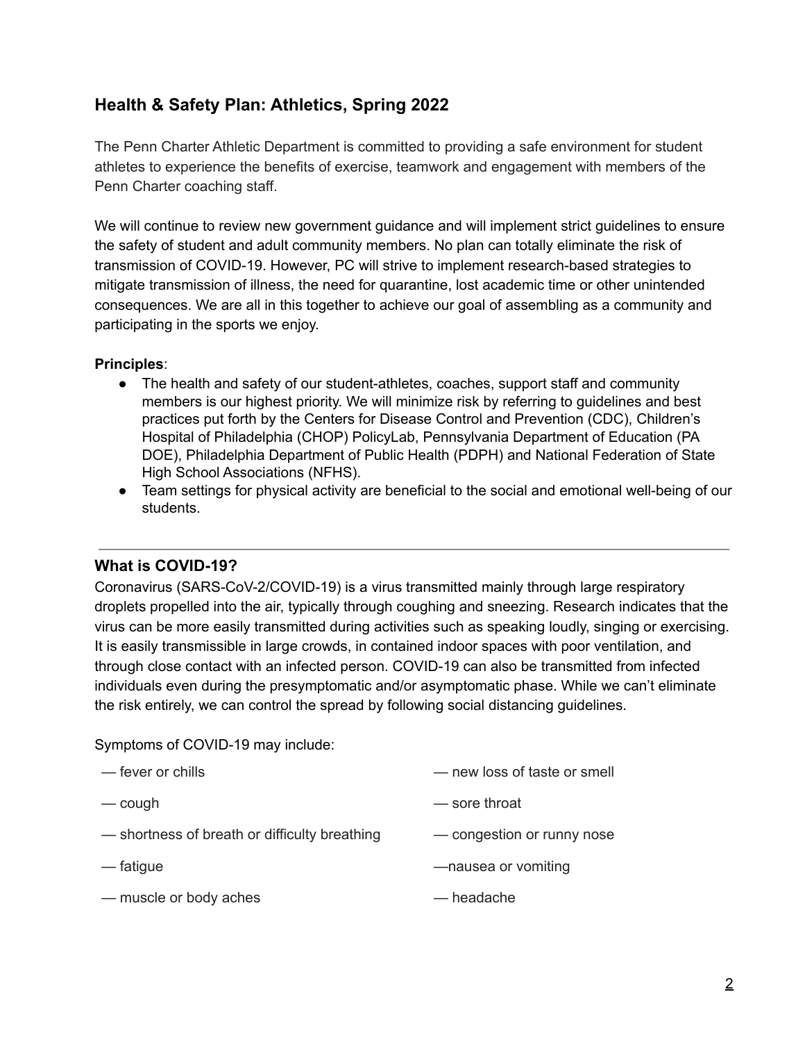## Health & Safety Plan: Athletics, Spring 2022

The Penn Charter Athletic Department is committed to providing a safe environment for student athletes to experience the benefits of exercise, teamwork and engagement with members of the Penn Charter coaching staff.

We will continue to review new government guidance and will implement strict guidelines to ensure the safety of student and adult community members. No plan can totally eliminate the risk of transmission of COVID-19. However, PC will strive to implement research-based strategies to mitigate transmission of illness, the need for quarantine, lost academic time or other unintended consequences. We are all in this together to achieve our goal of assembling as a community and participating in the sports we enjoy.

**Principles**:

- The health and safety of our student-athletes, coaches, support staff and community members is our highest priority. We will minimize risk by referring to guidelines and best practices put forth by the Centers for Disease Control and Prevention (CDC), Children's Hospital of Philadelphia (CHOP) PolicyLab, Pennsylvania Department of Education (PA DOE), Philadelphia Department of Public Health (PDPH) and National Federation of State High School Associations (NFHS).
- Team settings for physical activity are beneficial to the social and emotional well-being of our students.

---

### What is COVID-19?

Coronavirus (SARS-CoV-2/COVID-19) is a virus transmitted mainly through large respiratory droplets propelled into the air, typically through coughing and sneezing. Research indicates that the virus can be more easily transmitted during activities such as speaking loudly, singing or exercising. It is easily transmissible in large crowds, in contained indoor spaces with poor ventilation, and through close contact with an infected person. COVID-19 can also be transmitted from infected individuals even during the presymptomatic and/or asymptomatic phase. While we can't eliminate the risk entirely, we can control the spread by following social distancing guidelines.

Symptoms of COVID-19 may include:

— fever or chills

— cough

— shortness of breath or difficulty breathing

— fatigue

— muscle or body aches

— new loss of taste or smell

— sore throat

— congestion or runny nose

—nausea or vomiting

— headache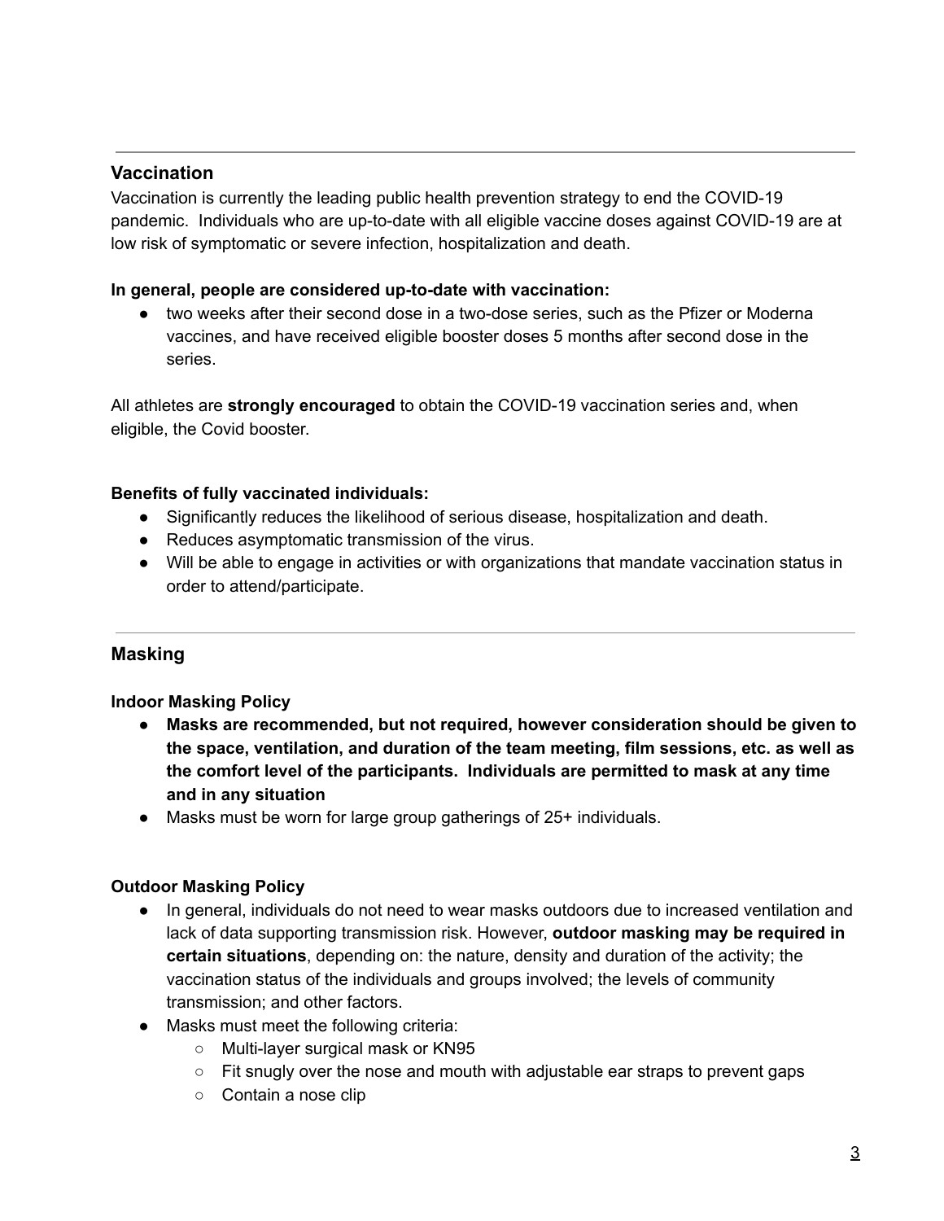---

## Vaccination

Vaccination is currently the leading public health prevention strategy to end the COVID-19 pandemic. Individuals who are up-to-date with all eligible vaccine doses against COVID-19 are at low risk of symptomatic or severe infection, hospitalization and death.

**In general, people are considered up-to-date with vaccination:**

- two weeks after their second dose in a two-dose series, such as the Pfizer or Moderna vaccines, and have received eligible booster doses 5 months after second dose in the series.

All athletes are **strongly encouraged** to obtain the COVID-19 vaccination series and, when eligible, the Covid booster.

**Benefits of fully vaccinated individuals:**

- Significantly reduces the likelihood of serious disease, hospitalization and death.
- Reduces asymptomatic transmission of the virus.
- Will be able to engage in activities or with organizations that mandate vaccination status in order to attend/participate.

---

## Masking

**Indoor Masking Policy**

- **Masks are recommended, but not required, however consideration should be given to the space, ventilation, and duration of the team meeting, film sessions, etc. as well as the comfort level of the participants. Individuals are permitted to mask at any time and in any situation**
- Masks must be worn for large group gatherings of 25+ individuals.

**Outdoor Masking Policy**

- In general, individuals do not need to wear masks outdoors due to increased ventilation and lack of data supporting transmission risk. However, **outdoor masking may be required in certain situations**, depending on: the nature, density and duration of the activity; the vaccination status of the individuals and groups involved; the levels of community transmission; and other factors.
- Masks must meet the following criteria:
  - Multi-layer surgical mask or KN95
  - Fit snugly over the nose and mouth with adjustable ear straps to prevent gaps
  - Contain a nose clip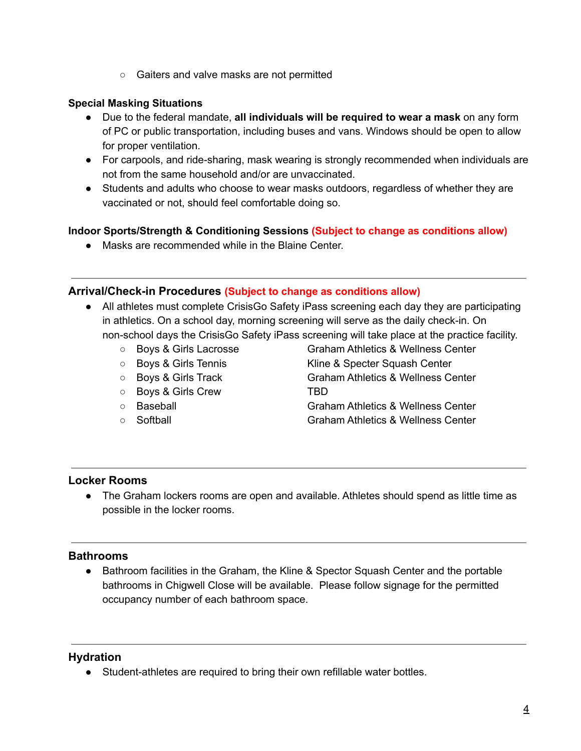- Gaiters and valve masks are not permitted

**Special Masking Situations**

- Due to the federal mandate, **all individuals will be required to wear a mask** on any form of PC or public transportation, including buses and vans. Windows should be open to allow for proper ventilation.
- For carpools, and ride-sharing, mask wearing is strongly recommended when individuals are not from the same household and/or are unvaccinated.
- Students and adults who choose to wear masks outdoors, regardless of whether they are vaccinated or not, should feel comfortable doing so.

**Indoor Sports/Strength & Conditioning Sessions (Subject to change as conditions allow)**

- Masks are recommended while in the Blaine Center.

---

## Arrival/Check-in Procedures (Subject to change as conditions allow)

- All athletes must complete CrisisGo Safety iPass screening each day they are participating in athletics. On a school day, morning screening will serve as the daily check-in. On non-school days the CrisisGo Safety iPass screening will take place at the practice facility.
    - Boys & Girls Lacrosse — Graham Athletics & Wellness Center
    - Boys & Girls Tennis — Kline & Specter Squash Center
    - Boys & Girls Track — Graham Athletics & Wellness Center
    - Boys & Girls Crew — TBD
    - Baseball — Graham Athletics & Wellness Center
    - Softball — Graham Athletics & Wellness Center

---

## Locker Rooms

- The Graham lockers rooms are open and available. Athletes should spend as little time as possible in the locker rooms.

---

## Bathrooms

- Bathroom facilities in the Graham, the Kline & Spector Squash Center and the portable bathrooms in Chigwell Close will be available. Please follow signage for the permitted occupancy number of each bathroom space.

---

## Hydration

- Student-athletes are required to bring their own refillable water bottles.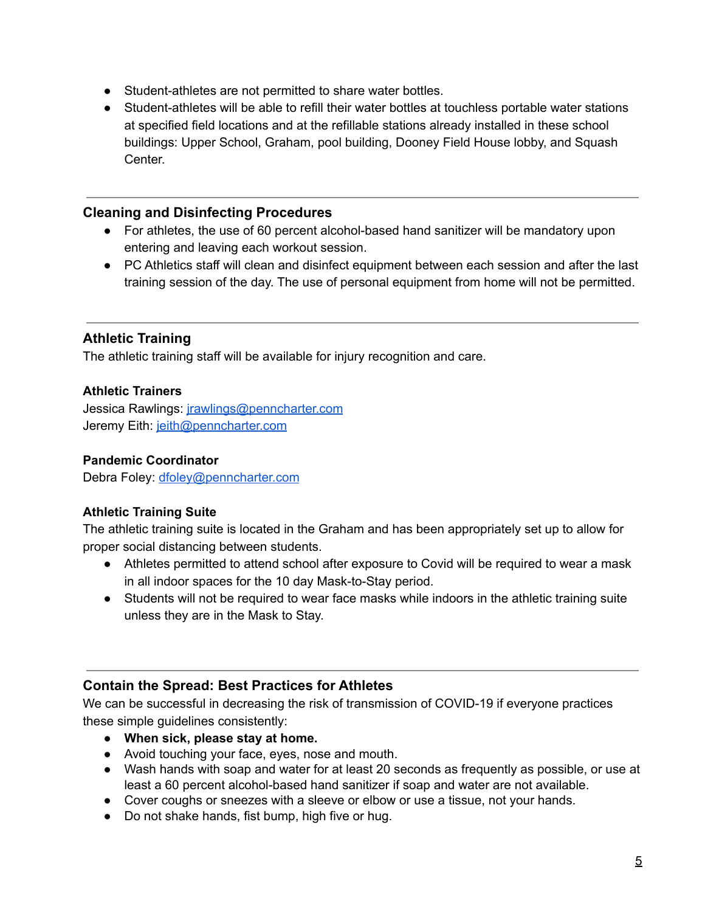- Student-athletes are not permitted to share water bottles.
- Student-athletes will be able to refill their water bottles at touchless portable water stations at specified field locations and at the refillable stations already installed in these school buildings: Upper School, Graham, pool building, Dooney Field House lobby, and Squash Center.

---

## Cleaning and Disinfecting Procedures

- For athletes, the use of 60 percent alcohol-based hand sanitizer will be mandatory upon entering and leaving each workout session.
- PC Athletics staff will clean and disinfect equipment between each session and after the last training session of the day. The use of personal equipment from home will not be permitted.

---

## Athletic Training

The athletic training staff will be available for injury recognition and care.

### Athletic Trainers

Jessica Rawlings: jrawlings@penncharter.com
Jeremy Eith: jeith@penncharter.com

### Pandemic Coordinator

Debra Foley: dfoley@penncharter.com

### Athletic Training Suite

The athletic training suite is located in the Graham and has been appropriately set up to allow for proper social distancing between students.

- Athletes permitted to attend school after exposure to Covid will be required to wear a mask in all indoor spaces for the 10 day Mask-to-Stay period.
- Students will not be required to wear face masks while indoors in the athletic training suite unless they are in the Mask to Stay.

---

## Contain the Spread: Best Practices for Athletes

We can be successful in decreasing the risk of transmission of COVID-19 if everyone practices these simple guidelines consistently:

- **When sick, please stay at home.**
- Avoid touching your face, eyes, nose and mouth.
- Wash hands with soap and water for at least 20 seconds as frequently as possible, or use at least a 60 percent alcohol-based hand sanitizer if soap and water are not available.
- Cover coughs or sneezes with a sleeve or elbow or use a tissue, not your hands.
- Do not shake hands, fist bump, high five or hug.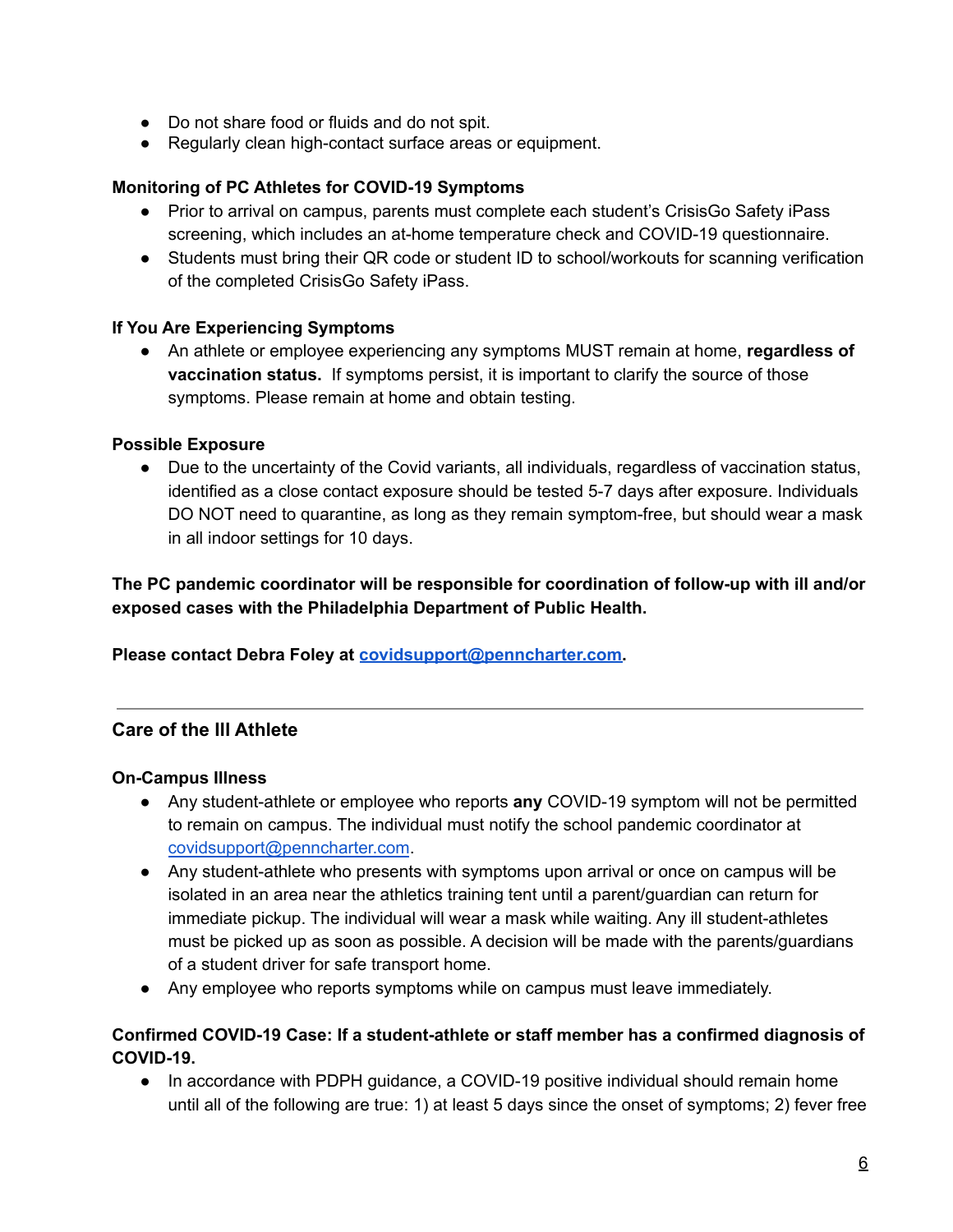- Do not share food or fluids and do not spit.
- Regularly clean high-contact surface areas or equipment.

**Monitoring of PC Athletes for COVID-19 Symptoms**

- Prior to arrival on campus, parents must complete each student's CrisisGo Safety iPass screening, which includes an at-home temperature check and COVID-19 questionnaire.
- Students must bring their QR code or student ID to school/workouts for scanning verification of the completed CrisisGo Safety iPass.

**If You Are Experiencing Symptoms**

- An athlete or employee experiencing any symptoms MUST remain at home, **regardless of vaccination status.** If symptoms persist, it is important to clarify the source of those symptoms. Please remain at home and obtain testing.

**Possible Exposure**

- Due to the uncertainty of the Covid variants, all individuals, regardless of vaccination status, identified as a close contact exposure should be tested 5-7 days after exposure. Individuals DO NOT need to quarantine, as long as they remain symptom-free, but should wear a mask in all indoor settings for 10 days.

**The PC pandemic coordinator will be responsible for coordination of follow-up with ill and/or exposed cases with the Philadelphia Department of Public Health.**

**Please contact Debra Foley at [covidsupport@penncharter.com](mailto:covidsupport@penncharter.com).**

---

## Care of the Ill Athlete

**On-Campus Illness**

- Any student-athlete or employee who reports **any** COVID-19 symptom will not be permitted to remain on campus. The individual must notify the school pandemic coordinator at [covidsupport@penncharter.com](mailto:covidsupport@penncharter.com).
- Any student-athlete who presents with symptoms upon arrival or once on campus will be isolated in an area near the athletics training tent until a parent/guardian can return for immediate pickup. The individual will wear a mask while waiting. Any ill student-athletes must be picked up as soon as possible. A decision will be made with the parents/guardians of a student driver for safe transport home.
- Any employee who reports symptoms while on campus must leave immediately.

**Confirmed COVID-19 Case: If a student-athlete or staff member has a confirmed diagnosis of COVID-19.**

- In accordance with PDPH guidance, a COVID-19 positive individual should remain home until all of the following are true: 1) at least 5 days since the onset of symptoms; 2) fever free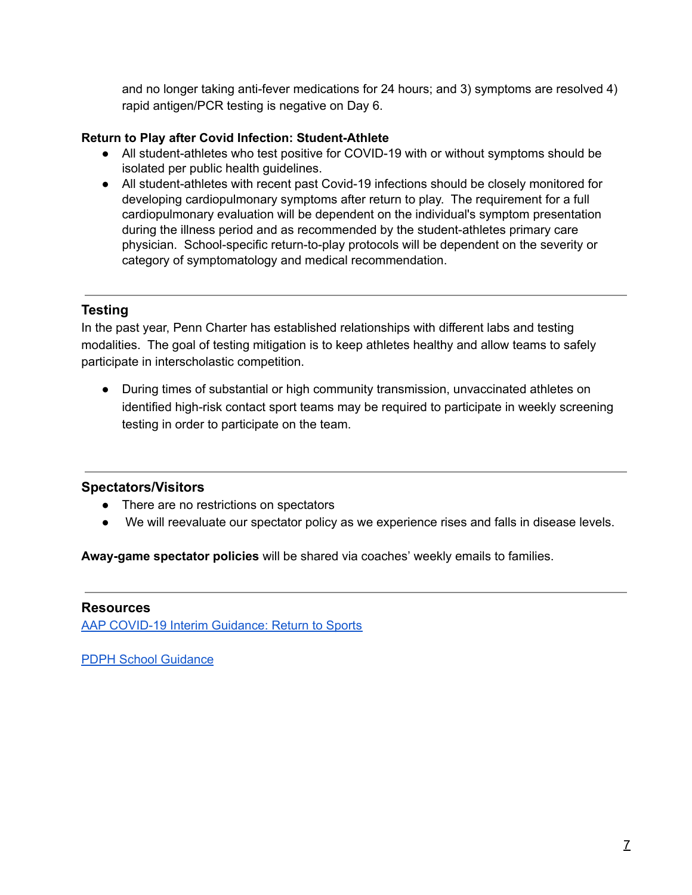and no longer taking anti-fever medications for 24 hours; and 3) symptoms are resolved 4) rapid antigen/PCR testing is negative on Day 6.

**Return to Play after Covid Infection: Student-Athlete**

- All student-athletes who test positive for COVID-19 with or without symptoms should be isolated per public health guidelines.
- All student-athletes with recent past Covid-19 infections should be closely monitored for developing cardiopulmonary symptoms after return to play. The requirement for a full cardiopulmonary evaluation will be dependent on the individual's symptom presentation during the illness period and as recommended by the student-athletes primary care physician. School-specific return-to-play protocols will be dependent on the severity or category of symptomatology and medical recommendation.

---

## Testing

In the past year, Penn Charter has established relationships with different labs and testing modalities. The goal of testing mitigation is to keep athletes healthy and allow teams to safely participate in interscholastic competition.

- During times of substantial or high community transmission, unvaccinated athletes on identified high-risk contact sport teams may be required to participate in weekly screening testing in order to participate on the team.

---

## Spectators/Visitors

- There are no restrictions on spectators
- We will reevaluate our spectator policy as we experience rises and falls in disease levels.

**Away-game spectator policies** will be shared via coaches' weekly emails to families.

---

## Resources

AAP COVID-19 Interim Guidance: Return to Sports

PDPH School Guidance